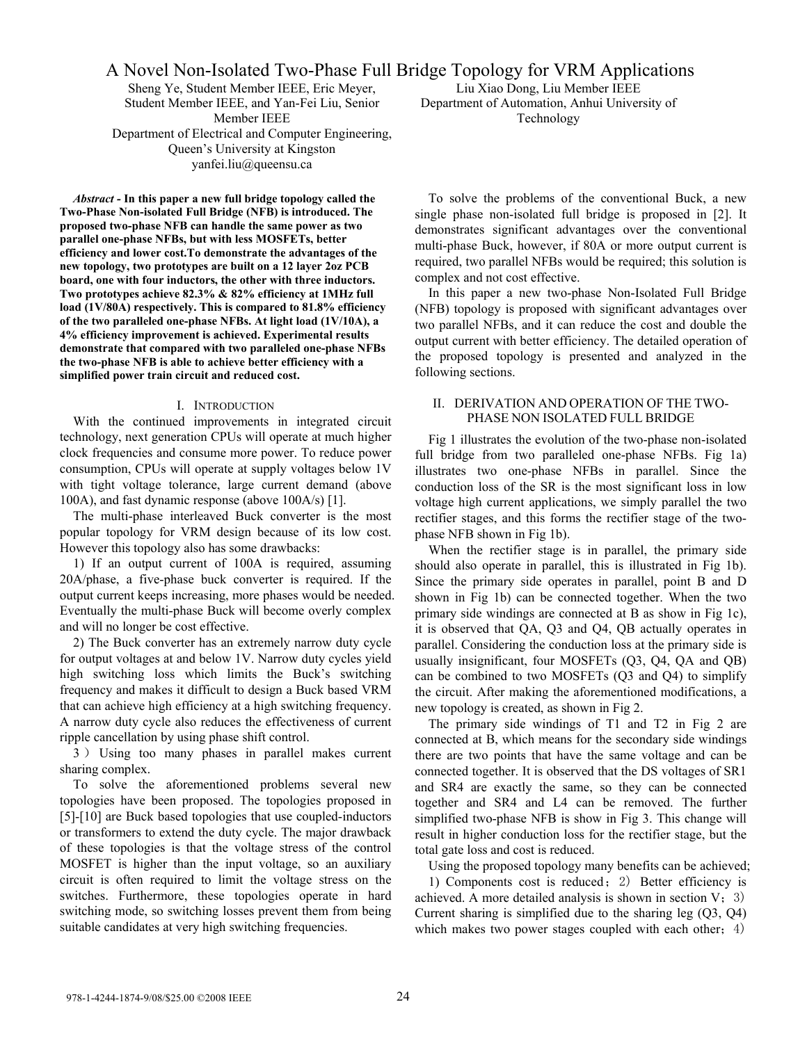# A Novel Non-Isolated Two-Phase Full Bridge Topology for VRM Applications

Sheng Ye, Student Member IEEE, Eric Meyer, Student Member IEEE, and Yan-Fei Liu, Senior Member IEEE
Department of Electrical and Computer Engineering, Queen's University at Kingston
yanfei.liu@queensu.ca

Liu Xiao Dong, Liu Member IEEE
Department of Automation, Anhui University of Technology

***Abstract* - In this paper a new full bridge topology called the Two-Phase Non-isolated Full Bridge (NFB) is introduced. The proposed two-phase NFB can handle the same power as two parallel one-phase NFBs, but with less MOSFETs, better efficiency and lower cost.To demonstrate the advantages of the new topology, two prototypes are built on a 12 layer 2oz PCB board, one with four inductors, the other with three inductors. Two prototypes achieve 82.3% & 82% efficiency at 1MHz full load (1V/80A) respectively. This is compared to 81.8% efficiency of the two paralleled one-phase NFBs. At light load (1V/10A), a 4% efficiency improvement is achieved. Experimental results demonstrate that compared with two paralleled one-phase NFBs the two-phase NFB is able to achieve better efficiency with a simplified power train circuit and reduced cost.**

## I. Introduction

With the continued improvements in integrated circuit technology, next generation CPUs will operate at much higher clock frequencies and consume more power. To reduce power consumption, CPUs will operate at supply voltages below 1V with tight voltage tolerance, large current demand (above 100A), and fast dynamic response (above 100A/s) [1].

The multi-phase interleaved Buck converter is the most popular topology for VRM design because of its low cost. However this topology also has some drawbacks:

1) If an output current of 100A is required, assuming 20A/phase, a five-phase buck converter is required. If the output current keeps increasing, more phases would be needed. Eventually the multi-phase Buck will become overly complex and will no longer be cost effective.

2) The Buck converter has an extremely narrow duty cycle for output voltages at and below 1V. Narrow duty cycles yield high switching loss which limits the Buck's switching frequency and makes it difficult to design a Buck based VRM that can achieve high efficiency at a high switching frequency. A narrow duty cycle also reduces the effectiveness of current ripple cancellation by using phase shift control.

3）Using too many phases in parallel makes current sharing complex.

To solve the aforementioned problems several new topologies have been proposed. The topologies proposed in [5]-[10] are Buck based topologies that use coupled-inductors or transformers to extend the duty cycle. The major drawback of these topologies is that the voltage stress of the control MOSFET is higher than the input voltage, so an auxiliary circuit is often required to limit the voltage stress on the switches. Furthermore, these topologies operate in hard switching mode, so switching losses prevent them from being suitable candidates at very high switching frequencies.

To solve the problems of the conventional Buck, a new single phase non-isolated full bridge is proposed in [2]. It demonstrates significant advantages over the conventional multi-phase Buck, however, if 80A or more output current is required, two parallel NFBs would be required; this solution is complex and not cost effective.

In this paper a new two-phase Non-Isolated Full Bridge (NFB) topology is proposed with significant advantages over two parallel NFBs, and it can reduce the cost and double the output current with better efficiency. The detailed operation of the proposed topology is presented and analyzed in the following sections.

## II. Derivation and Operation of the Two-Phase Non Isolated Full Bridge

Fig 1 illustrates the evolution of the two-phase non-isolated full bridge from two paralleled one-phase NFBs. Fig 1a) illustrates two one-phase NFBs in parallel. Since the conduction loss of the SR is the most significant loss in low voltage high current applications, we simply parallel the two rectifier stages, and this forms the rectifier stage of the two-phase NFB shown in Fig 1b).

When the rectifier stage is in parallel, the primary side should also operate in parallel, this is illustrated in Fig 1b). Since the primary side operates in parallel, point B and D shown in Fig 1b) can be connected together. When the two primary side windings are connected at B as show in Fig 1c), it is observed that QA, Q3 and Q4, QB actually operates in parallel. Considering the conduction loss at the primary side is usually insignificant, four MOSFETs (Q3, Q4, QA and QB) can be combined to two MOSFETs (Q3 and Q4) to simplify the circuit. After making the aforementioned modifications, a new topology is created, as shown in Fig 2.

The primary side windings of T1 and T2 in Fig 2 are connected at B, which means for the secondary side windings there are two points that have the same voltage and can be connected together. It is observed that the DS voltages of SR1 and SR4 are exactly the same, so they can be connected together and SR4 and L4 can be removed. The further simplified two-phase NFB is show in Fig 3. This change will result in higher conduction loss for the rectifier stage, but the total gate loss and cost is reduced.

Using the proposed topology many benefits can be achieved;

1) Components cost is reduced；2) Better efficiency is achieved. A more detailed analysis is shown in section V；3) Current sharing is simplified due to the sharing leg (Q3, Q4) which makes two power stages coupled with each other；4)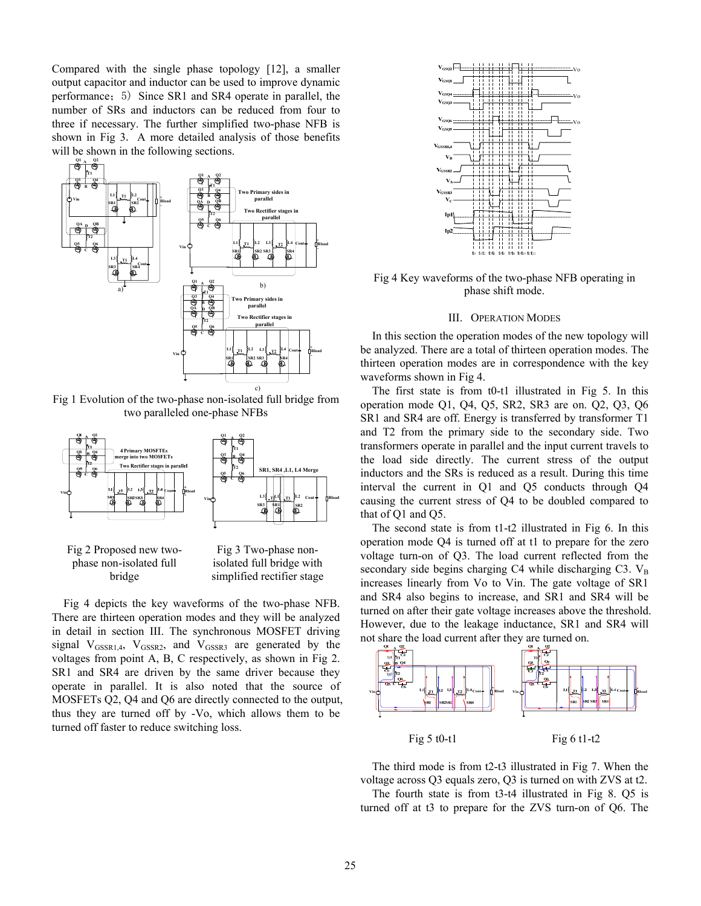Compared with the single phase topology [12], a smaller output capacitor and inductor can be used to improve dynamic performance；5）Since SR1 and SR4 operate in parallel, the number of SRs and inductors can be reduced from four to three if necessary. The further simplified two-phase NFB is shown in Fig 3. A more detailed analysis of those benefits will be shown in the following sections.

Fig 1 Evolution of the two-phase non-isolated full bridge from two paralleled one-phase NFBs

Fig 2 Proposed new two-phase non-isolated full bridge

Fig 3 Two-phase non-isolated full bridge with simplified rectifier stage

Fig 4 depicts the key waveforms of the two-phase NFB. There are thirteen operation modes and they will be analyzed in detail in section III. The synchronous MOSFET driving signal $V_{GSSR1,4}$, $V_{GSSR2}$, and $V_{GSSR3}$ are generated by the voltages from point A, B, C respectively, as shown in Fig 2. SR1 and SR4 are driven by the same driver because they operate in parallel. It is also noted that the source of MOSFETs Q2, Q4 and Q6 are directly connected to the output, thus they are turned off by -Vo, which allows them to be turned off faster to reduce switching loss.

Fig 4 Key waveforms of the two-phase NFB operating in phase shift mode.

## III. Operation Modes

In this section the operation modes of the new topology will be analyzed. There are a total of thirteen operation modes. The thirteen operation modes are in correspondence with the key waveforms shown in Fig 4.

The first state is from t0-t1 illustrated in Fig 5. In this operation mode Q1, Q4, Q5, SR2, SR3 are on. Q2, Q3, Q6 SR1 and SR4 are off. Energy is transferred by transformer T1 and T2 from the primary side to the secondary side. Two transformers operate in parallel and the input current travels to the load side directly. The current stress of the output inductors and the SRs is reduced as a result. During this time interval the current in Q1 and Q5 conducts through Q4 causing the current stress of Q4 to be doubled compared to that of Q1 and Q5.

The second state is from t1-t2 illustrated in Fig 6. In this operation mode Q4 is turned off at t1 to prepare for the zero voltage turn-on of Q3. The load current reflected from the secondary side begins charging C4 while discharging C3. $V_B$ increases linearly from Vo to Vin. The gate voltage of SR1 and SR4 also begins to increase, and SR1 and SR4 will be turned on after their gate voltage increases above the threshold. However, due to the leakage inductance, SR1 and SR4 will not share the load current after they are turned on.

Fig 5 t0-t1

Fig 6 t1-t2

The third mode is from t2-t3 illustrated in Fig 7. When the voltage across Q3 equals zero, Q3 is turned on with ZVS at t2.

The fourth state is from t3-t4 illustrated in Fig 8. Q5 is turned off at t3 to prepare for the ZVS turn-on of Q6. The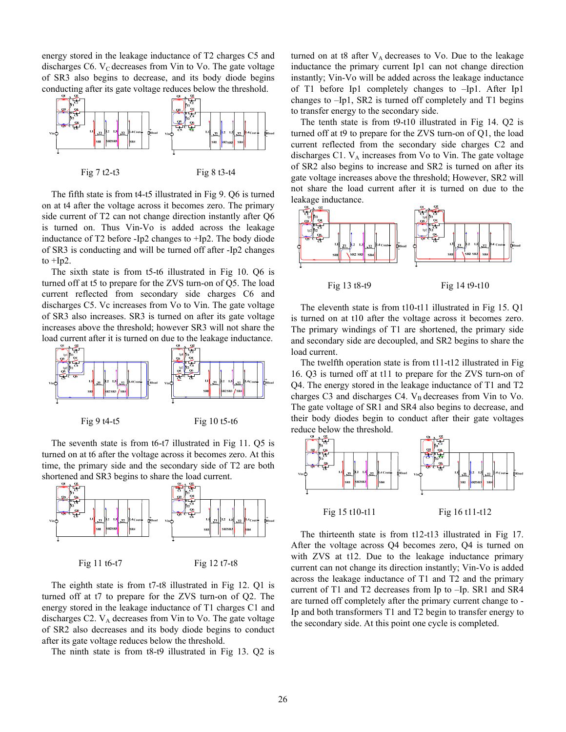energy stored in the leakage inductance of T2 charges C5 and discharges C6. $V_C$ decreases from Vin to Vo. The gate voltage of SR3 also begins to decrease, and its body diode begins conducting after its gate voltage reduces below the threshold.

Fig 7 t2-t3

Fig 8 t3-t4

The fifth state is from t4-t5 illustrated in Fig 9. Q6 is turned on at t4 after the voltage across it becomes zero. The primary side current of T2 can not change direction instantly after Q6 is turned on. Thus Vin-Vo is added across the leakage inductance of T2 before -Ip2 changes to +Ip2. The body diode of SR3 is conducting and will be turned off after -Ip2 changes to +Ip2.

The sixth state is from t5-t6 illustrated in Fig 10. Q6 is turned off at t5 to prepare for the ZVS turn-on of Q5. The load current reflected from secondary side charges C6 and discharges C5. Vc increases from Vo to Vin. The gate voltage of SR3 also increases. SR3 is turned on after its gate voltage increases above the threshold; however SR3 will not share the load current after it is turned on due to the leakage inductance.

Fig 9 t4-t5

Fig 10 t5-t6

The seventh state is from t6-t7 illustrated in Fig 11. Q5 is turned on at t6 after the voltage across it becomes zero. At this time, the primary side and the secondary side of T2 are both shortened and SR3 begins to share the load current.

Fig 11 t6-t7

Fig 12 t7-t8

The eighth state is from t7-t8 illustrated in Fig 12. Q1 is turned off at t7 to prepare for the ZVS turn-on of Q2. The energy stored in the leakage inductance of T1 charges C1 and discharges C2. $V_A$ decreases from Vin to Vo. The gate voltage of SR2 also decreases and its body diode begins to conduct after its gate voltage reduces below the threshold.

The ninth state is from t8-t9 illustrated in Fig 13. Q2 is turned on at t8 after $V_A$ decreases to Vo. Due to the leakage inductance the primary current Ip1 can not change direction instantly; Vin-Vo will be added across the leakage inductance of T1 before Ip1 completely changes to –Ip1. After Ip1 changes to –Ip1, SR2 is turned off completely and T1 begins to transfer energy to the secondary side.

The tenth state is from t9-t10 illustrated in Fig 14. Q2 is turned off at t9 to prepare for the ZVS turn-on of Q1, the load current reflected from the secondary side charges C2 and discharges C1. $V_A$ increases from Vo to Vin. The gate voltage of SR2 also begins to increase and SR2 is turned on after its gate voltage increases above the threshold; However, SR2 will not share the load current after it is turned on due to the leakage inductance.

Fig 13 t8-t9

Fig 14 t9-t10

The eleventh state is from t10-t11 illustrated in Fig 15. Q1 is turned on at t10 after the voltage across it becomes zero. The primary windings of T1 are shortened, the primary side and secondary side are decoupled, and SR2 begins to share the load current.

The twelfth operation state is from t11-t12 illustrated in Fig 16. Q3 is turned off at t11 to prepare for the ZVS turn-on of Q4. The energy stored in the leakage inductance of T1 and T2 charges C3 and discharges C4. $V_B$ decreases from Vin to Vo. The gate voltage of SR1 and SR4 also begins to decrease, and their body diodes begin to conduct after their gate voltages reduce below the threshold.

Fig 15 t10-t11

Fig 16 t11-t12

The thirteenth state is from t12-t13 illustrated in Fig 17. After the voltage across Q4 becomes zero, Q4 is turned on with ZVS at t12. Due to the leakage inductance primary current can not change its direction instantly; Vin-Vo is added across the leakage inductance of T1 and T2 and the primary current of T1 and T2 decreases from Ip to –Ip. SR1 and SR4 are turned off completely after the primary current change to -Ip and both transformers T1 and T2 begin to transfer energy to the secondary side. At this point one cycle is completed.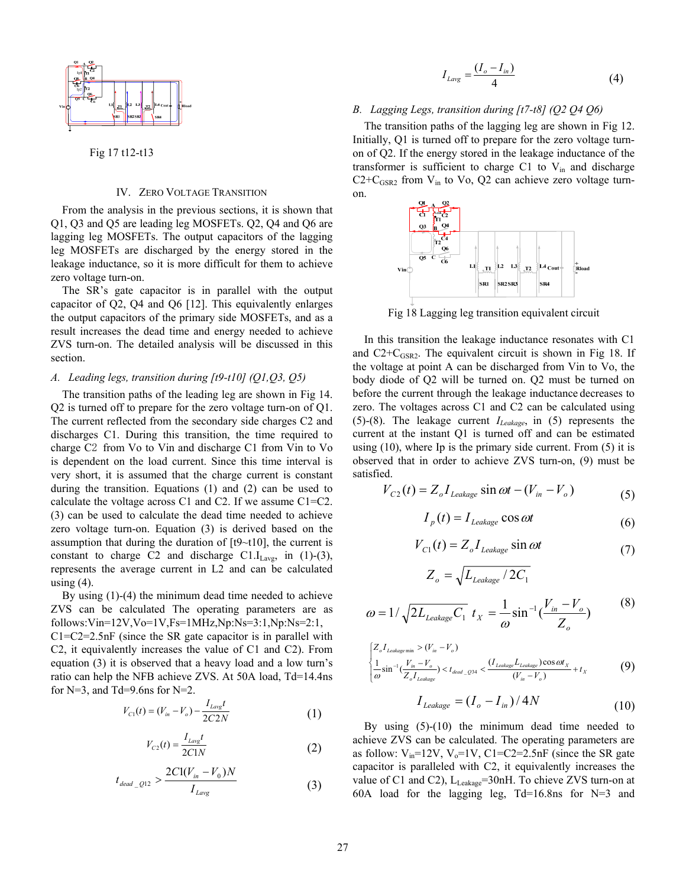Fig 17 t12-t13

## IV. ZERO VOLTAGE TRANSITION

From the analysis in the previous sections, it is shown that Q1, Q3 and Q5 are leading leg MOSFETs. Q2, Q4 and Q6 are lagging leg MOSFETs. The output capacitors of the lagging leg MOSFETs are discharged by the energy stored in the leakage inductance, so it is more difficult for them to achieve zero voltage turn-on.

The SR's gate capacitor is in parallel with the output capacitor of Q2, Q4 and Q6 [12]. This equivalently enlarges the output capacitors of the primary side MOSFETs, and as a result increases the dead time and energy needed to achieve ZVS turn-on. The detailed analysis will be discussed in this section.

### *A. Leading legs, transition during [t9-t10] (Q1,Q3, Q5)*

The transition paths of the leading leg are shown in Fig 14. Q2 is turned off to prepare for the zero voltage turn-on of Q1. The current reflected from the secondary side charges C2 and discharges C1. During this transition, the time required to charge C2 from Vo to Vin and discharge C1 from Vin to Vo is dependent on the load current. Since this time interval is very short, it is assumed that the charge current is constant during the transition. Equations (1) and (2) can be used to calculate the voltage across C1 and C2. If we assume C1=C2. (3) can be used to calculate the dead time needed to achieve zero voltage turn-on. Equation (3) is derived based on the assumption that during the duration of [t9~t10], the current is constant to charge C2 and discharge C1. $I_{Lavg}$, in (1)-(3), represents the average current in L2 and can be calculated using (4).

By using (1)-(4) the minimum dead time needed to achieve ZVS can be calculated The operating parameters are as follows: Vin=12V, Vo=1V, Fs=1MHz, Np:Ns=3:1, Np:Ns=2:1, C1=C2=2.5nF (since the SR gate capacitor is in parallel with C2, it equivalently increases the value of C1 and C2). From equation (3) it is observed that a heavy load and a low turn's ratio can help the NFB achieve ZVS. At 50A load, Td=14.4ns for N=3, and Td=9.6ns for N=2.

$$V_{C1}(t) = (V_{in} - V_o) - \frac{I_{Lavg} t}{2C2N} \tag{1}$$

$$V_{C2}(t) = \frac{I_{Lavg} t}{2C1N} \tag{2}$$

$$t_{dead\_Q12} > \frac{2C1(V_{in} - V_0)N}{I_{Lavg}} \tag{3}$$

$$I_{Lavg} = \frac{(I_o - I_{in})}{4} \tag{4}$$

### *B. Lagging Legs, transition during [t7-t8] (Q2 Q4 Q6)*

The transition paths of the lagging leg are shown in Fig 12. Initially, Q1 is turned off to prepare for the zero voltage turn-on of Q2. If the energy stored in the leakage inductance of the transformer is sufficient to charge C1 to $V_{in}$ and discharge $C2+C_{GSR2}$ from $V_{in}$ to Vo, Q2 can achieve zero voltage turn-on.

Fig 18 Lagging leg transition equivalent circuit

In this transition the leakage inductance resonates with C1 and $C2+C_{GSR2}$. The equivalent circuit is shown in Fig 18. If the voltage at point A can be discharged from Vin to Vo, the body diode of Q2 will be turned on. Q2 must be turned on before the current through the leakage inductance decreases to zero. The voltages across C1 and C2 can be calculated using (5)-(8). The leakage current $I_{Leakage}$, in (5) represents the current at the instant Q1 is turned off and can be estimated using (10), where Ip is the primary side current. From (5) it is observed that in order to achieve ZVS turn-on, (9) must be satisfied.

$$V_{C2}(t) = Z_o I_{Leakage} \sin \omega t - (V_{in} - V_o) \tag{5}$$

$$I_p(t) = I_{Leakage} \cos \omega t \tag{6}$$

$$V_{C1}(t) = Z_o I_{Leakage} \sin \omega t \tag{7}$$

$$Z_o = \sqrt{L_{Leakage} / 2C_1}$$

$$\omega = 1/\sqrt{2L_{Leakage}C_1} \quad t_X = \frac{1}{\omega}\sin^{-1}\left(\frac{V_{in} - V_o}{Z_o}\right) \tag{8}$$

$$\begin{cases} Z_o I_{Leakage\min} > (V_{in} - V_o) \\ \frac{1}{\omega}\sin^{-1}\left(\frac{V_{in} - V_o}{Z_o I_{Leakage}}\right) < t_{dead\_Q34} < \frac{(I_{Leakage} L_{Leakage})\cos \omega t_X}{(V_{in} - V_o)} + t_X \end{cases} \tag{9}$$

$$I_{Leakage} = (I_o - I_{in}) / 4N \tag{10}$$

By using (5)-(10) the minimum dead time needed to achieve ZVS can be calculated. The operating parameters are as follow: $V_{in}$=12V, $V_o$=1V, C1=C2=2.5nF (since the SR gate capacitor is paralleled with C2, it equivalently increases the value of C1 and C2), $L_{Leakage}$=30nH. To chieve ZVS turn-on at 60A load for the lagging leg, Td=16.8ns for N=3 and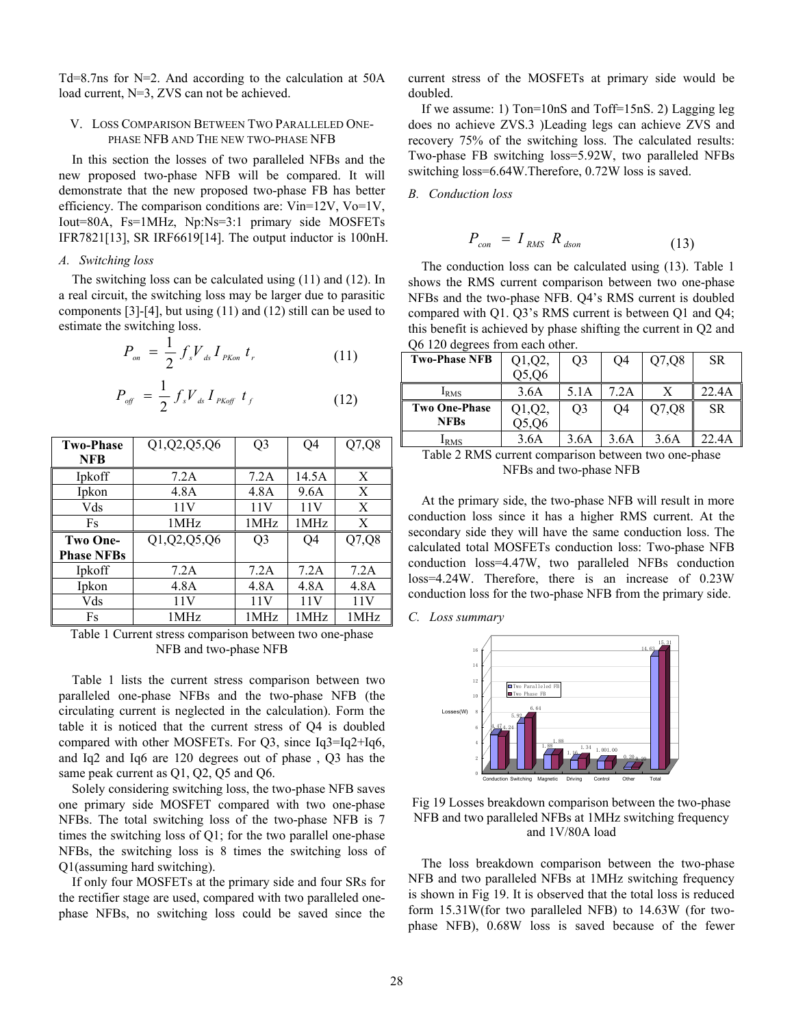Td=8.7ns for N=2. And according to the calculation at 50A load current, N=3, ZVS can not be achieved.

## V. Loss Comparison Between Two Paralleled One-Phase NFB and The New Two-Phase NFB

In this section the losses of two paralleled NFBs and the new proposed two-phase NFB will be compared. It will demonstrate that the new proposed two-phase FB has better efficiency. The comparison conditions are: Vin=12V, Vo=1V, Iout=80A, Fs=1MHz, Np:Ns=3:1 primary side MOSFETs IFR7821[13], SR IRF6619[14]. The output inductor is 100nH.

### *A. Switching loss*

The switching loss can be calculated using (11) and (12). In a real circuit, the switching loss may be larger due to parasitic components [3]-[4], but using (11) and (12) still can be used to estimate the switching loss.

$$P_{on} = \frac{1}{2} f_s V_{ds} I_{PKon} t_r \tag{11}$$

$$P_{off} = \frac{1}{2} f_s V_{ds} I_{PKoff} t_f \tag{12}$$

| **Two-Phase NFB** | Q1,Q2,Q5,Q6 | Q3 | Q4 | Q7,Q8 |
|---|---|---|---|---|
| Ipkoff | 7.2A | 7.2A | 14.5A | X |
| Ipkon | 4.8A | 4.8A | 9.6A | X |
| Vds | 11V | 11V | 11V | X |
| Fs | 1MHz | 1MHz | 1MHz | X |
| **Two One-Phase NFBs** | Q1,Q2,Q5,Q6 | Q3 | Q4 | Q7,Q8 |
| Ipkoff | 7.2A | 7.2A | 7.2A | 7.2A |
| Ipkon | 4.8A | 4.8A | 4.8A | 4.8A |
| Vds | 11V | 11V | 11V | 11V |
| Fs | 1MHz | 1MHz | 1MHz | 1MHz |

Table 1 Current stress comparison between two one-phase NFB and two-phase NFB

Table 1 lists the current stress comparison between two paralleled one-phase NFBs and the two-phase NFB (the circulating current is neglected in the calculation). Form the table it is noticed that the current stress of Q4 is doubled compared with other MOSFETs. For Q3, since Iq3=Iq2+Iq6, and Iq2 and Iq6 are 120 degrees out of phase , Q3 has the same peak current as Q1, Q2, Q5 and Q6.

Solely considering switching loss, the two-phase NFB saves one primary side MOSFET compared with two one-phase NFBs. The total switching loss of the two-phase NFB is 7 times the switching loss of Q1; for the two parallel one-phase NFBs, the switching loss is 8 times the switching loss of Q1(assuming hard switching).

If only four MOSFETs at the primary side and four SRs for the rectifier stage are used, compared with two paralleled one-phase NFBs, no switching loss could be saved since the current stress of the MOSFETs at primary side would be doubled.

If we assume: 1) Ton=10nS and Toff=15nS. 2) Lagging leg does no achieve ZVS.3 )Leading legs can achieve ZVS and recovery 75% of the switching loss. The calculated results: Two-phase FB switching loss=5.92W, two paralleled NFBs switching loss=6.64W.Therefore, 0.72W loss is saved.

### *B. Conduction loss*

$$P_{con} = I_{RMS} R_{dson} \tag{13}$$

The conduction loss can be calculated using (13). Table 1 shows the RMS current comparison between two one-phase NFBs and the two-phase NFB. Q4's RMS current is doubled compared with Q1. Q3's RMS current is between Q1 and Q4; this benefit is achieved by phase shifting the current in Q2 and Q6 120 degrees from each other.

| **Two-Phase NFB** | Q1,Q2, Q5,Q6 | Q3 | Q4 | Q7,Q8 | SR |
|---|---|---|---|---|---|
| $I_{RMS}$ | 3.6A | 5.1A | 7.2A | X | 22.4A |
| **Two One-Phase NFBs** | Q1,Q2, Q5,Q6 | Q3 | Q4 | Q7,Q8 | SR |
| $I_{RMS}$ | 3.6A | 3.6A | 3.6A | 3.6A | 22.4A |

Table 2 RMS current comparison between two one-phase NFBs and two-phase NFB

At the primary side, the two-phase NFB will result in more conduction loss since it has a higher RMS current. At the secondary side they will have the same conduction loss. The calculated total MOSFETs conduction loss: Two-phase NFB conduction loss=4.47W, two paralleled NFBs conduction loss=4.24W. Therefore, there is an increase of 0.23W conduction loss for the two-phase NFB from the primary side.

### *C. Loss summary*

Fig 19 Losses breakdown comparison between the two-phase NFB and two paralleled NFBs at 1MHz switching frequency and 1V/80A load

The loss breakdown comparison between the two-phase NFB and two paralleled NFBs at 1MHz switching frequency is shown in Fig 19. It is observed that the total loss is reduced form 15.31W(for two paralleled NFB) to 14.63W (for two-phase NFB), 0.68W loss is saved because of the fewer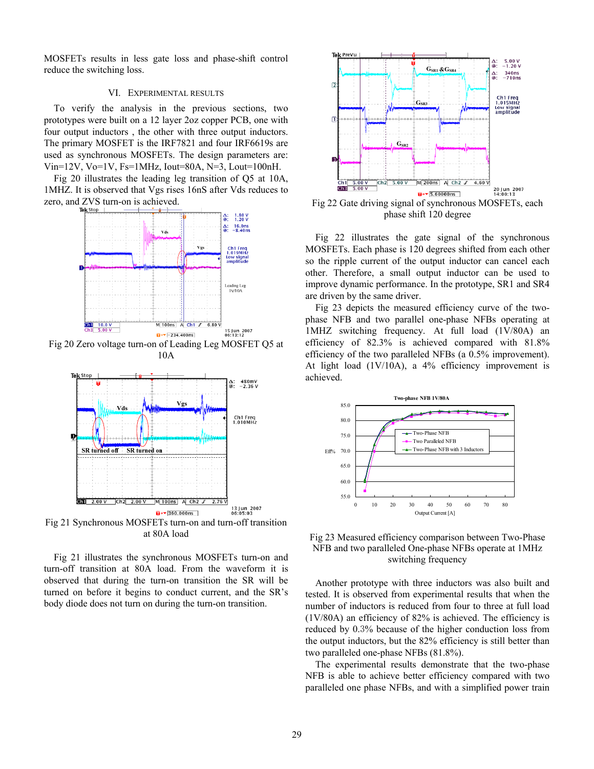MOSFETs results in less gate loss and phase-shift control reduce the switching loss.

## VI. Experimental Results

To verify the analysis in the previous sections, two prototypes were built on a 12 layer 2oz copper PCB, one with four output inductors , the other with three output inductors. The primary MOSFET is the IRF7821 and four IRF6619s are used as synchronous MOSFETs. The design parameters are: Vin=12V, Vo=1V, Fs=1MHz, Iout=80A, N=3, Lout=100nH.

Fig 20 illustrates the leading leg transition of Q5 at 10A, 1MHZ. It is observed that Vgs rises 16nS after Vds reduces to zero, and ZVS turn-on is achieved.

Fig 20 Zero voltage turn-on of Leading Leg MOSFET Q5 at 10A

Fig 21 Synchronous MOSFETs turn-on and turn-off transition at 80A load

Fig 21 illustrates the synchronous MOSFETs turn-on and turn-off transition at 80A load. From the waveform it is observed that during the turn-on transition the SR will be turned on before it begins to conduct current, and the SR's body diode does not turn on during the turn-on transition.

Fig 22 Gate driving signal of synchronous MOSFETs, each phase shift 120 degree

Fig 22 illustrates the gate signal of the synchronous MOSFETs. Each phase is 120 degrees shifted from each other so the ripple current of the output inductor can cancel each other. Therefore, a small output inductor can be used to improve dynamic performance. In the prototype, SR1 and SR4 are driven by the same driver.

Fig 23 depicts the measured efficiency curve of the two-phase NFB and two parallel one-phase NFBs operating at 1MHZ switching frequency. At full load (1V/80A) an efficiency of 82.3% is achieved compared with 81.8% efficiency of the two paralleled NFBs (a 0.5% improvement). At light load (1V/10A), a 4% efficiency improvement is achieved.

Fig 23 Measured efficiency comparison between Two-Phase NFB and two paralleled One-phase NFBs operate at 1MHz switching frequency

Another prototype with three inductors was also built and tested. It is observed from experimental results that when the number of inductors is reduced from four to three at full load (1V/80A) an efficiency of 82% is achieved. The efficiency is reduced by 0.3% because of the higher conduction loss from the output inductors, but the 82% efficiency is still better than two paralleled one-phase NFBs (81.8%).

The experimental results demonstrate that the two-phase NFB is able to achieve better efficiency compared with two paralleled one phase NFBs, and with a simplified power train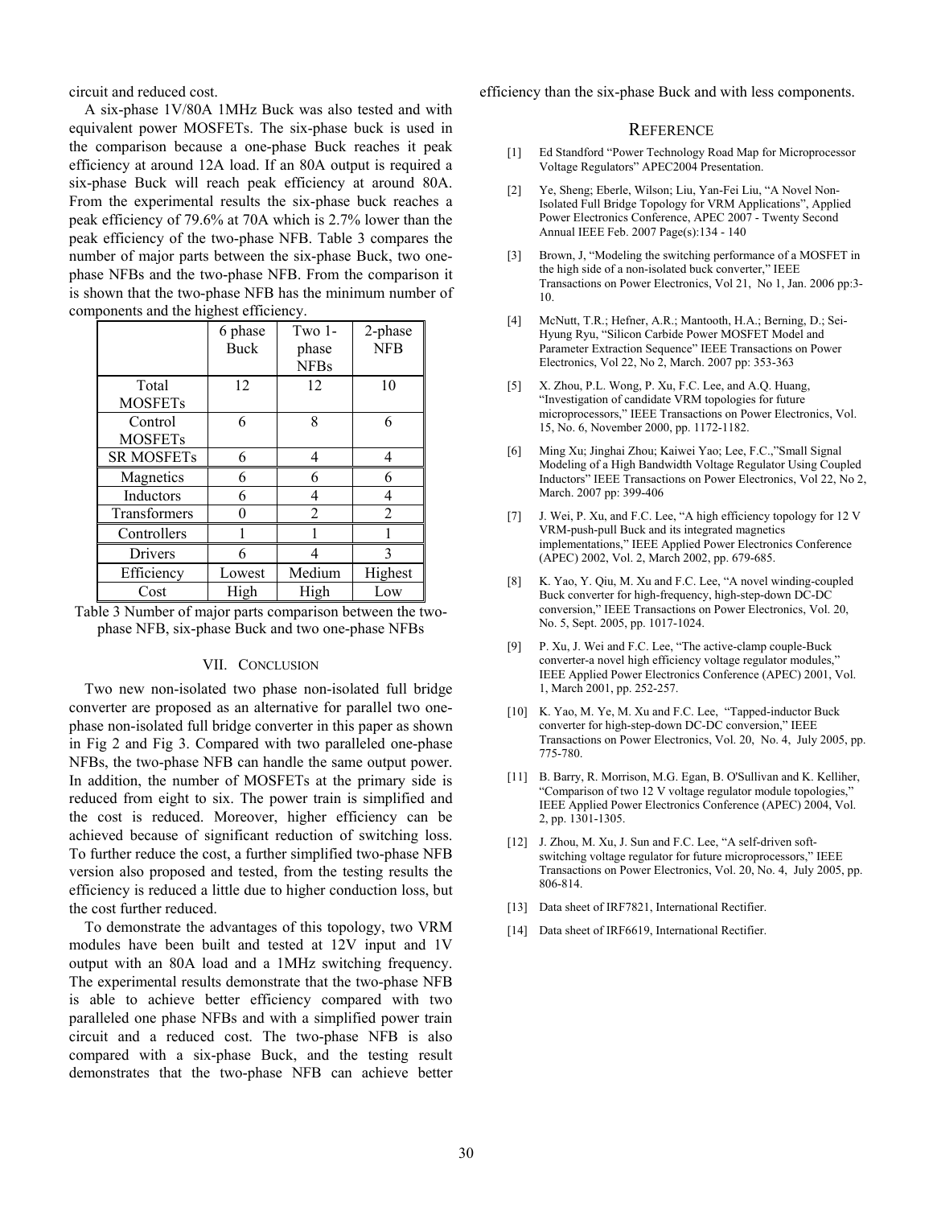circuit and reduced cost.

A six-phase 1V/80A 1MHz Buck was also tested and with equivalent power MOSFETs. The six-phase buck is used in the comparison because a one-phase Buck reaches it peak efficiency at around 12A load. If an 80A output is required a six-phase Buck will reach peak efficiency at around 80A. From the experimental results the six-phase buck reaches a peak efficiency of 79.6% at 70A which is 2.7% lower than the peak efficiency of the two-phase NFB. Table 3 compares the number of major parts between the six-phase Buck, two one-phase NFBs and the two-phase NFB. From the comparison it is shown that the two-phase NFB has the minimum number of components and the highest efficiency.

| | 6 phase Buck | Two 1-phase NFBs | 2-phase NFB |
|---|---|---|---|
| Total MOSFETs | 12 | 12 | 10 |
| Control MOSFETs | 6 | 8 | 6 |
| SR MOSFETs | 6 | 4 | 4 |
| Magnetics | 6 | 6 | 6 |
| Inductors | 6 | 4 | 4 |
| Transformers | 0 | 2 | 2 |
| Controllers | 1 | 1 | 1 |
| Drivers | 6 | 4 | 3 |
| Efficiency | Lowest | Medium | Highest |
| Cost | High | High | Low |

Table 3 Number of major parts comparison between the two-phase NFB, six-phase Buck and two one-phase NFBs

## VII. CONCLUSION

Two new non-isolated two phase non-isolated full bridge converter are proposed as an alternative for parallel two one-phase non-isolated full bridge converter in this paper as shown in Fig 2 and Fig 3. Compared with two paralleled one-phase NFBs, the two-phase NFB can handle the same output power. In addition, the number of MOSFETs at the primary side is reduced from eight to six. The power train is simplified and the cost is reduced. Moreover, higher efficiency can be achieved because of significant reduction of switching loss. To further reduce the cost, a further simplified two-phase NFB version also proposed and tested, from the testing results the efficiency is reduced a little due to higher conduction loss, but the cost further reduced.

To demonstrate the advantages of this topology, two VRM modules have been built and tested at 12V input and 1V output with an 80A load and a 1MHz switching frequency. The experimental results demonstrate that the two-phase NFB is able to achieve better efficiency compared with two paralleled one phase NFBs and with a simplified power train circuit and a reduced cost. The two-phase NFB is also compared with a six-phase Buck, and the testing result demonstrates that the two-phase NFB can achieve better efficiency than the six-phase Buck and with less components.

## REFERENCE

[1] Ed Standford "Power Technology Road Map for Microprocessor Voltage Regulators" APEC2004 Presentation.

[2] Ye, Sheng; Eberle, Wilson; Liu, Yan-Fei Liu, "A Novel Non-Isolated Full Bridge Topology for VRM Applications", Applied Power Electronics Conference, APEC 2007 - Twenty Second Annual IEEE Feb. 2007 Page(s):134 - 140

[3] Brown, J, "Modeling the switching performance of a MOSFET in the high side of a non-isolated buck converter," IEEE Transactions on Power Electronics, Vol 21, No 1, Jan. 2006 pp:3-10.

[4] McNutt, T.R.; Hefner, A.R.; Mantooth, H.A.; Berning, D.; Sei-Hyung Ryu, "Silicon Carbide Power MOSFET Model and Parameter Extraction Sequence" IEEE Transactions on Power Electronics, Vol 22, No 2, March. 2007 pp: 353-363

[5] X. Zhou, P.L. Wong, P. Xu, F.C. Lee, and A.Q. Huang, "Investigation of candidate VRM topologies for future microprocessors," IEEE Transactions on Power Electronics, Vol. 15, No. 6, November 2000, pp. 1172-1182.

[6] Ming Xu; Jinghai Zhou; Kaiwei Yao; Lee, F.C.,"Small Signal Modeling of a High Bandwidth Voltage Regulator Using Coupled Inductors" IEEE Transactions on Power Electronics, Vol 22, No 2, March. 2007 pp: 399-406

[7] J. Wei, P. Xu, and F.C. Lee, "A high efficiency topology for 12 V VRM-push-pull Buck and its integrated magnetics implementations," IEEE Applied Power Electronics Conference (APEC) 2002, Vol. 2, March 2002, pp. 679-685.

[8] K. Yao, Y. Qiu, M. Xu and F.C. Lee, "A novel winding-coupled Buck converter for high-frequency, high-step-down DC-DC conversion," IEEE Transactions on Power Electronics, Vol. 20, No. 5, Sept. 2005, pp. 1017-1024.

[9] P. Xu, J. Wei and F.C. Lee, "The active-clamp couple-Buck converter-a novel high efficiency voltage regulator modules," IEEE Applied Power Electronics Conference (APEC) 2001, Vol. 1, March 2001, pp. 252-257.

[10] K. Yao, M. Ye, M. Xu and F.C. Lee, "Tapped-inductor Buck converter for high-step-down DC-DC conversion," IEEE Transactions on Power Electronics, Vol. 20, No. 4, July 2005, pp. 775-780.

[11] B. Barry, R. Morrison, M.G. Egan, B. O'Sullivan and K. Kelliher, "Comparison of two 12 V voltage regulator module topologies," IEEE Applied Power Electronics Conference (APEC) 2004, Vol. 2, pp. 1301-1305.

[12] J. Zhou, M. Xu, J. Sun and F.C. Lee, "A self-driven soft-switching voltage regulator for future microprocessors," IEEE Transactions on Power Electronics, Vol. 20, No. 4, July 2005, pp. 806-814.

[13] Data sheet of IRF7821, International Rectifier.

[14] Data sheet of IRF6619, International Rectifier.